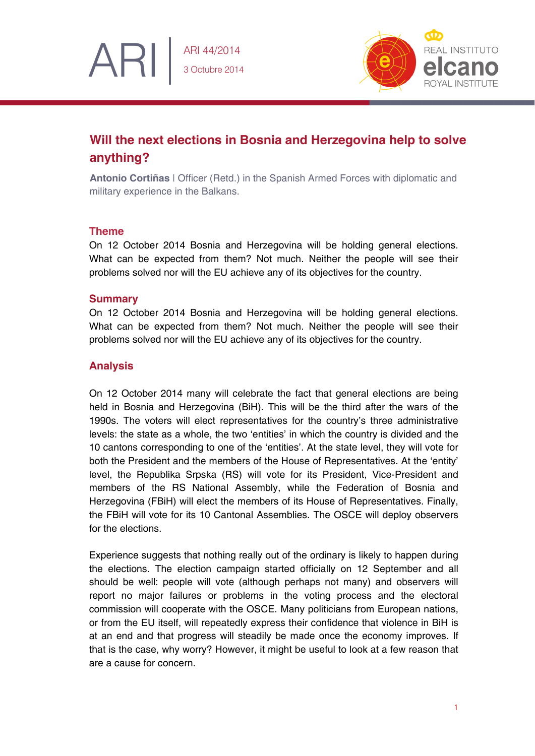ARI | ARI 44/2014
3 Octubre 2014

# Will the next elections in Bosnia and Herzegovina help to solve anything?

**Antonio Cortiñas** | Officer (Retd.) in the Spanish Armed Forces with diplomatic and military experience in the Balkans.

## Theme

On 12 October 2014 Bosnia and Herzegovina will be holding general elections. What can be expected from them? Not much. Neither the people will see their problems solved nor will the EU achieve any of its objectives for the country.

## Summary

On 12 October 2014 Bosnia and Herzegovina will be holding general elections. What can be expected from them? Not much. Neither the people will see their problems solved nor will the EU achieve any of its objectives for the country.

## Analysis

On 12 October 2014 many will celebrate the fact that general elections are being held in Bosnia and Herzegovina (BiH). This will be the third after the wars of the 1990s. The voters will elect representatives for the country's three administrative levels: the state as a whole, the two 'entities' in which the country is divided and the 10 cantons corresponding to one of the 'entities'. At the state level, they will vote for both the President and the members of the House of Representatives. At the 'entity' level, the Republika Srpska (RS) will vote for its President, Vice-President and members of the RS National Assembly, while the Federation of Bosnia and Herzegovina (FBiH) will elect the members of its House of Representatives. Finally, the FBiH will vote for its 10 Cantonal Assemblies. The OSCE will deploy observers for the elections.

Experience suggests that nothing really out of the ordinary is likely to happen during the elections. The election campaign started officially on 12 September and all should be well: people will vote (although perhaps not many) and observers will report no major failures or problems in the voting process and the electoral commission will cooperate with the OSCE. Many politicians from European nations, or from the EU itself, will repeatedly express their confidence that violence in BiH is at an end and that progress will steadily be made once the economy improves. If that is the case, why worry? However, it might be useful to look at a few reason that are a cause for concern.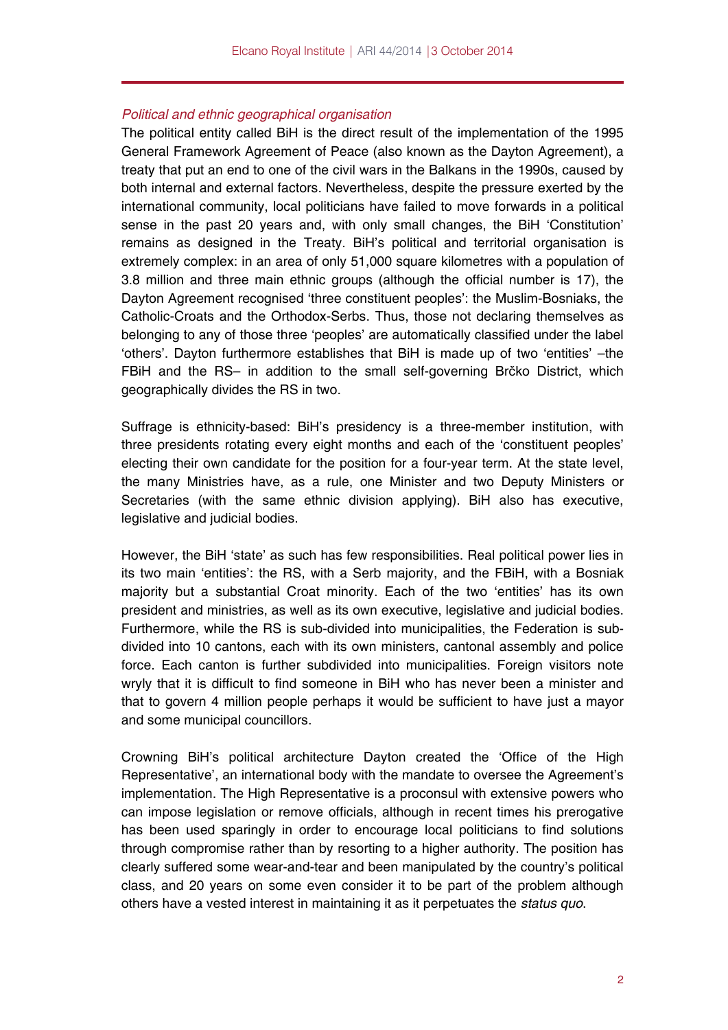### *Political and ethnic geographical organisation*

The political entity called BiH is the direct result of the implementation of the 1995 General Framework Agreement of Peace (also known as the Dayton Agreement), a treaty that put an end to one of the civil wars in the Balkans in the 1990s, caused by both internal and external factors. Nevertheless, despite the pressure exerted by the international community, local politicians have failed to move forwards in a political sense in the past 20 years and, with only small changes, the BiH 'Constitution' remains as designed in the Treaty. BiH's political and territorial organisation is extremely complex: in an area of only 51,000 square kilometres with a population of 3.8 million and three main ethnic groups (although the official number is 17), the Dayton Agreement recognised 'three constituent peoples': the Muslim-Bosniaks, the Catholic-Croats and the Orthodox-Serbs. Thus, those not declaring themselves as belonging to any of those three 'peoples' are automatically classified under the label 'others'. Dayton furthermore establishes that BiH is made up of two 'entities' –the FBiH and the RS– in addition to the small self-governing Brčko District, which geographically divides the RS in two.

Suffrage is ethnicity-based: BiH's presidency is a three-member institution, with three presidents rotating every eight months and each of the 'constituent peoples' electing their own candidate for the position for a four-year term. At the state level, the many Ministries have, as a rule, one Minister and two Deputy Ministers or Secretaries (with the same ethnic division applying). BiH also has executive, legislative and judicial bodies.

However, the BiH 'state' as such has few responsibilities. Real political power lies in its two main 'entities': the RS, with a Serb majority, and the FBiH, with a Bosniak majority but a substantial Croat minority. Each of the two 'entities' has its own president and ministries, as well as its own executive, legislative and judicial bodies. Furthermore, while the RS is sub-divided into municipalities, the Federation is sub-divided into 10 cantons, each with its own ministers, cantonal assembly and police force. Each canton is further subdivided into municipalities. Foreign visitors note wryly that it is difficult to find someone in BiH who has never been a minister and that to govern 4 million people perhaps it would be sufficient to have just a mayor and some municipal councillors.

Crowning BiH's political architecture Dayton created the 'Office of the High Representative', an international body with the mandate to oversee the Agreement's implementation. The High Representative is a proconsul with extensive powers who can impose legislation or remove officials, although in recent times his prerogative has been used sparingly in order to encourage local politicians to find solutions through compromise rather than by resorting to a higher authority. The position has clearly suffered some wear-and-tear and been manipulated by the country's political class, and 20 years on some even consider it to be part of the problem although others have a vested interest in maintaining it as it perpetuates the *status quo*.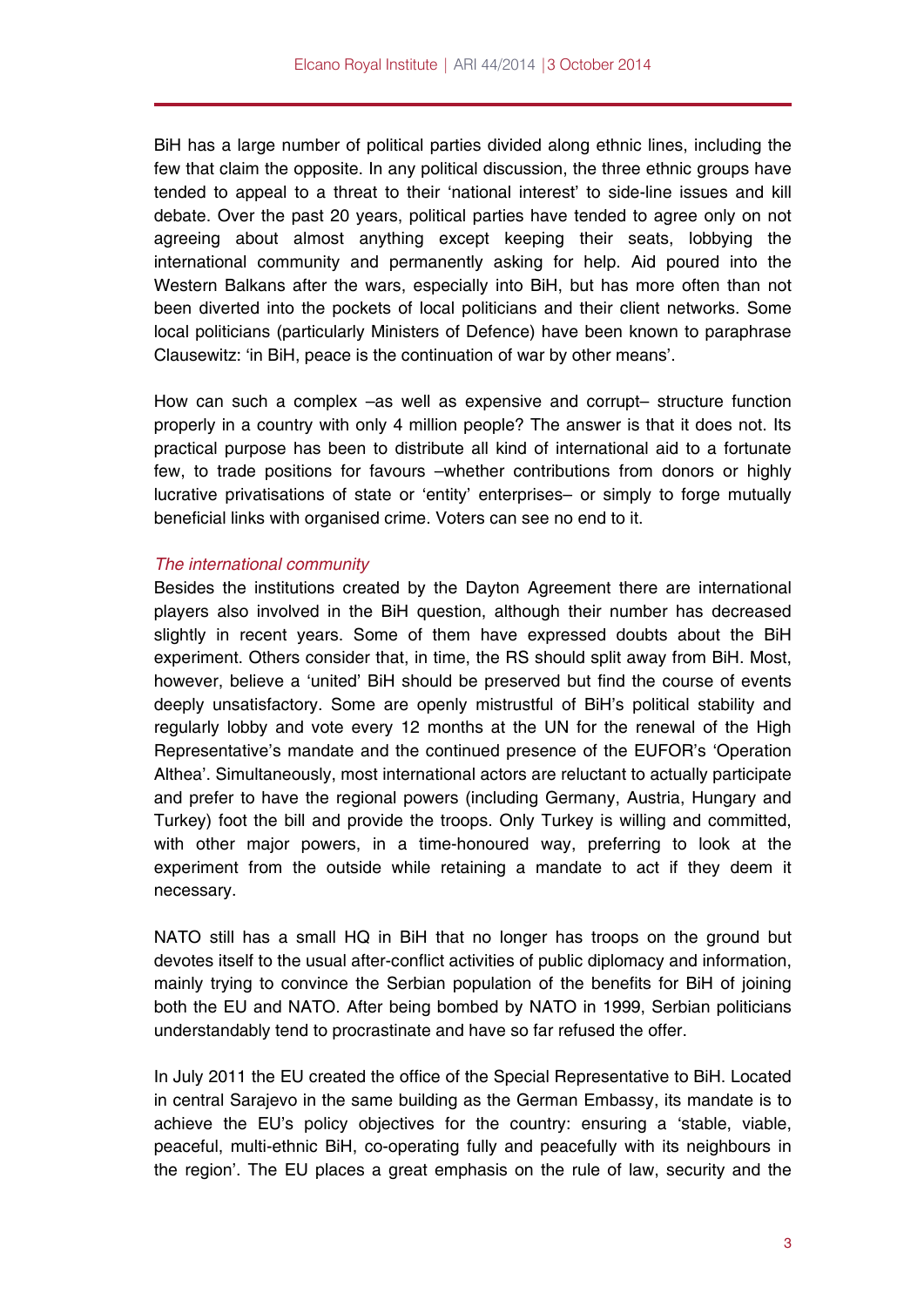BiH has a large number of political parties divided along ethnic lines, including the few that claim the opposite. In any political discussion, the three ethnic groups have tended to appeal to a threat to their 'national interest' to side-line issues and kill debate. Over the past 20 years, political parties have tended to agree only on not agreeing about almost anything except keeping their seats, lobbying the international community and permanently asking for help. Aid poured into the Western Balkans after the wars, especially into BiH, but has more often than not been diverted into the pockets of local politicians and their client networks. Some local politicians (particularly Ministers of Defence) have been known to paraphrase Clausewitz: 'in BiH, peace is the continuation of war by other means'.

How can such a complex –as well as expensive and corrupt– structure function properly in a country with only 4 million people? The answer is that it does not. Its practical purpose has been to distribute all kind of international aid to a fortunate few, to trade positions for favours –whether contributions from donors or highly lucrative privatisations of state or 'entity' enterprises– or simply to forge mutually beneficial links with organised crime. Voters can see no end to it.

*The international community*

Besides the institutions created by the Dayton Agreement there are international players also involved in the BiH question, although their number has decreased slightly in recent years. Some of them have expressed doubts about the BiH experiment. Others consider that, in time, the RS should split away from BiH. Most, however, believe a 'united' BiH should be preserved but find the course of events deeply unsatisfactory. Some are openly mistrustful of BiH's political stability and regularly lobby and vote every 12 months at the UN for the renewal of the High Representative's mandate and the continued presence of the EUFOR's 'Operation Althea'. Simultaneously, most international actors are reluctant to actually participate and prefer to have the regional powers (including Germany, Austria, Hungary and Turkey) foot the bill and provide the troops. Only Turkey is willing and committed, with other major powers, in a time-honoured way, preferring to look at the experiment from the outside while retaining a mandate to act if they deem it necessary.

NATO still has a small HQ in BiH that no longer has troops on the ground but devotes itself to the usual after-conflict activities of public diplomacy and information, mainly trying to convince the Serbian population of the benefits for BiH of joining both the EU and NATO. After being bombed by NATO in 1999, Serbian politicians understandably tend to procrastinate and have so far refused the offer.

In July 2011 the EU created the office of the Special Representative to BiH. Located in central Sarajevo in the same building as the German Embassy, its mandate is to achieve the EU's policy objectives for the country: ensuring a 'stable, viable, peaceful, multi-ethnic BiH, co-operating fully and peacefully with its neighbours in the region'. The EU places a great emphasis on the rule of law, security and the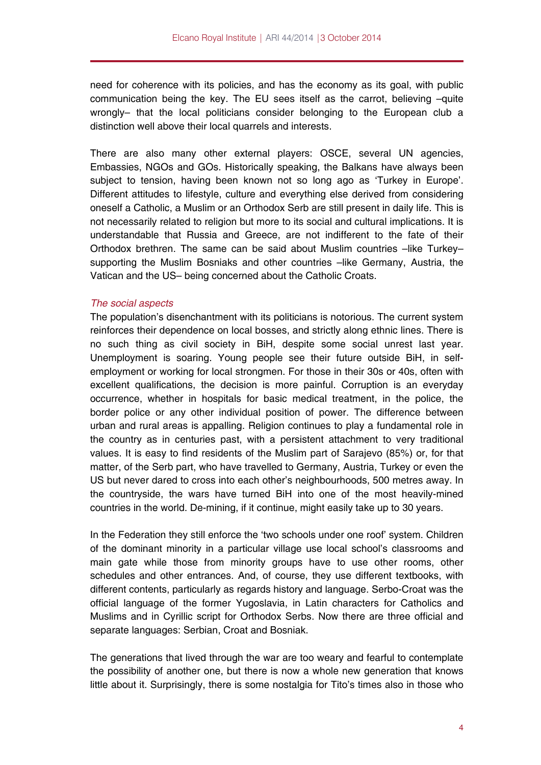need for coherence with its policies, and has the economy as its goal, with public communication being the key. The EU sees itself as the carrot, believing –quite wrongly– that the local politicians consider belonging to the European club a distinction well above their local quarrels and interests.

There are also many other external players: OSCE, several UN agencies, Embassies, NGOs and GOs. Historically speaking, the Balkans have always been subject to tension, having been known not so long ago as 'Turkey in Europe'. Different attitudes to lifestyle, culture and everything else derived from considering oneself a Catholic, a Muslim or an Orthodox Serb are still present in daily life. This is not necessarily related to religion but more to its social and cultural implications. It is understandable that Russia and Greece, are not indifferent to the fate of their Orthodox brethren. The same can be said about Muslim countries –like Turkey– supporting the Muslim Bosniaks and other countries –like Germany, Austria, the Vatican and the US– being concerned about the Catholic Croats.

*The social aspects*

The population's disenchantment with its politicians is notorious. The current system reinforces their dependence on local bosses, and strictly along ethnic lines. There is no such thing as civil society in BiH, despite some social unrest last year. Unemployment is soaring. Young people see their future outside BiH, in self-employment or working for local strongmen. For those in their 30s or 40s, often with excellent qualifications, the decision is more painful. Corruption is an everyday occurrence, whether in hospitals for basic medical treatment, in the police, the border police or any other individual position of power. The difference between urban and rural areas is appalling. Religion continues to play a fundamental role in the country as in centuries past, with a persistent attachment to very traditional values. It is easy to find residents of the Muslim part of Sarajevo (85%) or, for that matter, of the Serb part, who have travelled to Germany, Austria, Turkey or even the US but never dared to cross into each other's neighbourhoods, 500 metres away. In the countryside, the wars have turned BiH into one of the most heavily-mined countries in the world. De-mining, if it continue, might easily take up to 30 years.

In the Federation they still enforce the 'two schools under one roof' system. Children of the dominant minority in a particular village use local school's classrooms and main gate while those from minority groups have to use other rooms, other schedules and other entrances. And, of course, they use different textbooks, with different contents, particularly as regards history and language. Serbo-Croat was the official language of the former Yugoslavia, in Latin characters for Catholics and Muslims and in Cyrillic script for Orthodox Serbs. Now there are three official and separate languages: Serbian, Croat and Bosniak.

The generations that lived through the war are too weary and fearful to contemplate the possibility of another one, but there is now a whole new generation that knows little about it. Surprisingly, there is some nostalgia for Tito's times also in those who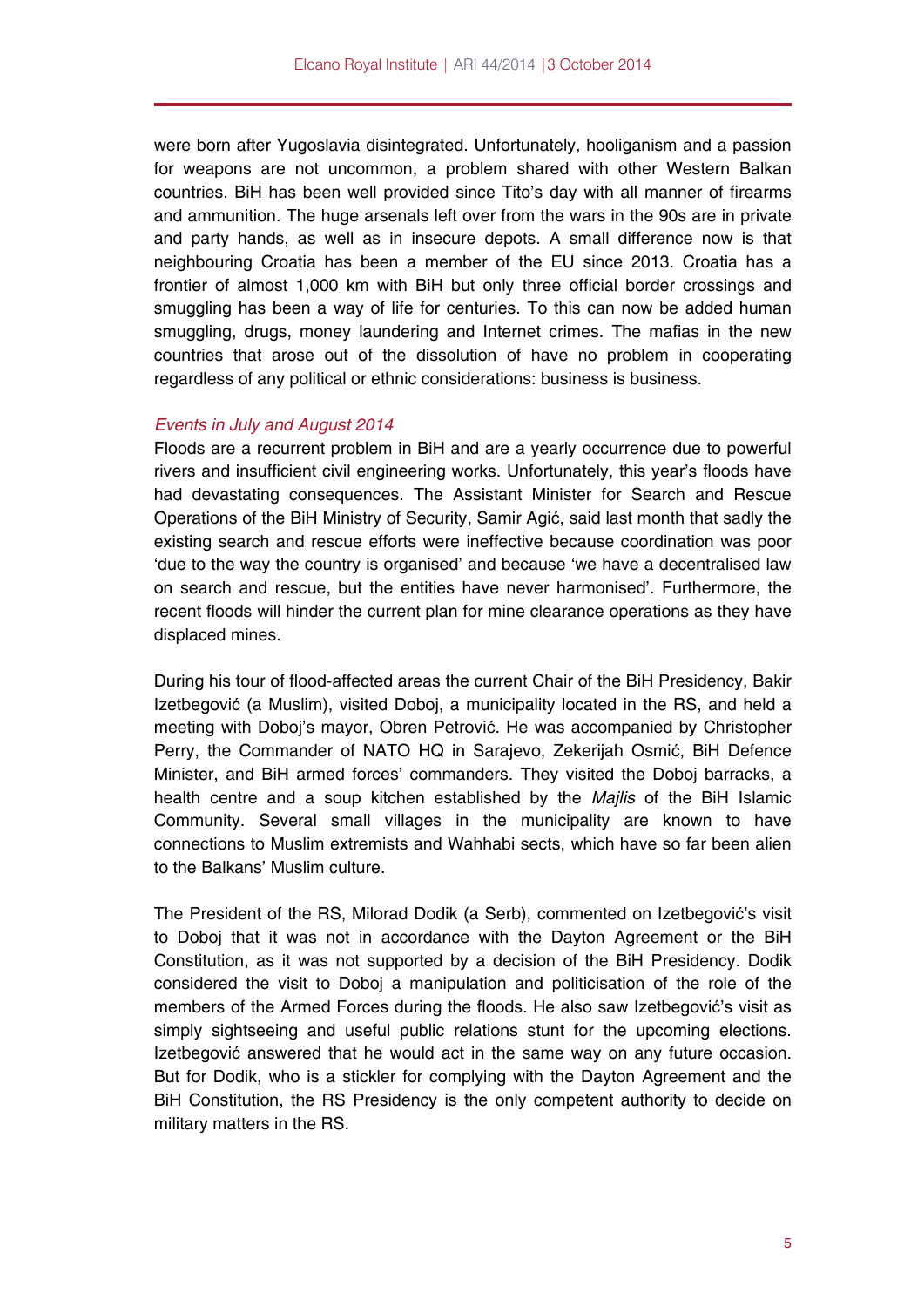were born after Yugoslavia disintegrated. Unfortunately, hooliganism and a passion for weapons are not uncommon, a problem shared with other Western Balkan countries. BiH has been well provided since Tito's day with all manner of firearms and ammunition. The huge arsenals left over from the wars in the 90s are in private and party hands, as well as in insecure depots. A small difference now is that neighbouring Croatia has been a member of the EU since 2013. Croatia has a frontier of almost 1,000 km with BiH but only three official border crossings and smuggling has been a way of life for centuries. To this can now be added human smuggling, drugs, money laundering and Internet crimes. The mafias in the new countries that arose out of the dissolution of have no problem in cooperating regardless of any political or ethnic considerations: business is business.

*Events in July and August 2014*

Floods are a recurrent problem in BiH and are a yearly occurrence due to powerful rivers and insufficient civil engineering works. Unfortunately, this year's floods have had devastating consequences. The Assistant Minister for Search and Rescue Operations of the BiH Ministry of Security, Samir Agić, said last month that sadly the existing search and rescue efforts were ineffective because coordination was poor 'due to the way the country is organised' and because 'we have a decentralised law on search and rescue, but the entities have never harmonised'. Furthermore, the recent floods will hinder the current plan for mine clearance operations as they have displaced mines.

During his tour of flood-affected areas the current Chair of the BiH Presidency, Bakir Izetbegović (a Muslim), visited Doboj, a municipality located in the RS, and held a meeting with Doboj's mayor, Obren Petrović. He was accompanied by Christopher Perry, the Commander of NATO HQ in Sarajevo, Zekerijah Osmić, BiH Defence Minister, and BiH armed forces' commanders. They visited the Doboj barracks, a health centre and a soup kitchen established by the *Majlis* of the BiH Islamic Community. Several small villages in the municipality are known to have connections to Muslim extremists and Wahhabi sects, which have so far been alien to the Balkans' Muslim culture.

The President of the RS, Milorad Dodik (a Serb), commented on Izetbegović's visit to Doboj that it was not in accordance with the Dayton Agreement or the BiH Constitution, as it was not supported by a decision of the BiH Presidency. Dodik considered the visit to Doboj a manipulation and politicisation of the role of the members of the Armed Forces during the floods. He also saw Izetbegović's visit as simply sightseeing and useful public relations stunt for the upcoming elections. Izetbegović answered that he would act in the same way on any future occasion. But for Dodik, who is a stickler for complying with the Dayton Agreement and the BiH Constitution, the RS Presidency is the only competent authority to decide on military matters in the RS.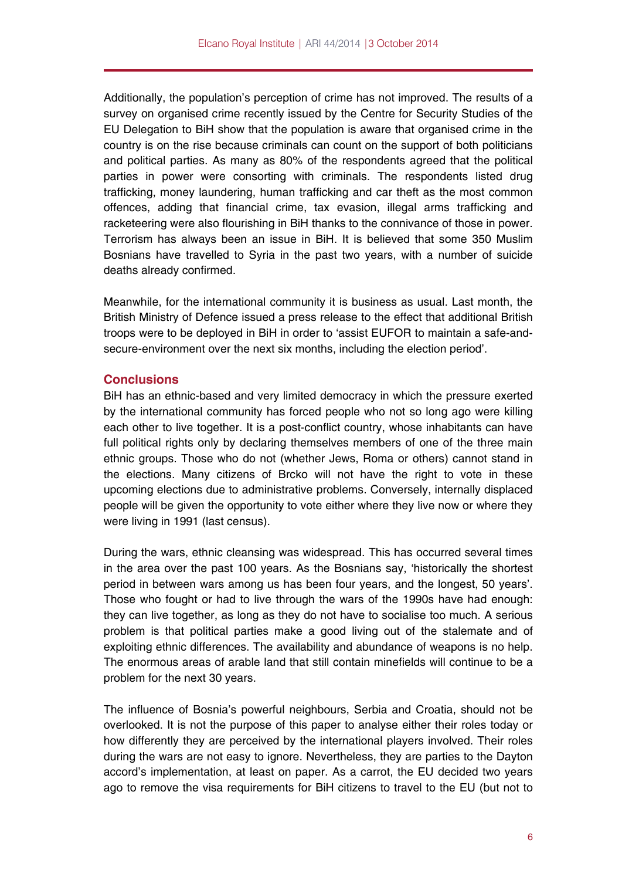Additionally, the population's perception of crime has not improved. The results of a survey on organised crime recently issued by the Centre for Security Studies of the EU Delegation to BiH show that the population is aware that organised crime in the country is on the rise because criminals can count on the support of both politicians and political parties. As many as 80% of the respondents agreed that the political parties in power were consorting with criminals. The respondents listed drug trafficking, money laundering, human trafficking and car theft as the most common offences, adding that financial crime, tax evasion, illegal arms trafficking and racketeering were also flourishing in BiH thanks to the connivance of those in power. Terrorism has always been an issue in BiH. It is believed that some 350 Muslim Bosnians have travelled to Syria in the past two years, with a number of suicide deaths already confirmed.

Meanwhile, for the international community it is business as usual. Last month, the British Ministry of Defence issued a press release to the effect that additional British troops were to be deployed in BiH in order to 'assist EUFOR to maintain a safe-and-secure-environment over the next six months, including the election period'.

## Conclusions

BiH has an ethnic-based and very limited democracy in which the pressure exerted by the international community has forced people who not so long ago were killing each other to live together. It is a post-conflict country, whose inhabitants can have full political rights only by declaring themselves members of one of the three main ethnic groups. Those who do not (whether Jews, Roma or others) cannot stand in the elections. Many citizens of Brcko will not have the right to vote in these upcoming elections due to administrative problems. Conversely, internally displaced people will be given the opportunity to vote either where they live now or where they were living in 1991 (last census).

During the wars, ethnic cleansing was widespread. This has occurred several times in the area over the past 100 years. As the Bosnians say, 'historically the shortest period in between wars among us has been four years, and the longest, 50 years'. Those who fought or had to live through the wars of the 1990s have had enough: they can live together, as long as they do not have to socialise too much. A serious problem is that political parties make a good living out of the stalemate and of exploiting ethnic differences. The availability and abundance of weapons is no help. The enormous areas of arable land that still contain minefields will continue to be a problem for the next 30 years.

The influence of Bosnia's powerful neighbours, Serbia and Croatia, should not be overlooked. It is not the purpose of this paper to analyse either their roles today or how differently they are perceived by the international players involved. Their roles during the wars are not easy to ignore. Nevertheless, they are parties to the Dayton accord's implementation, at least on paper. As a carrot, the EU decided two years ago to remove the visa requirements for BiH citizens to travel to the EU (but not to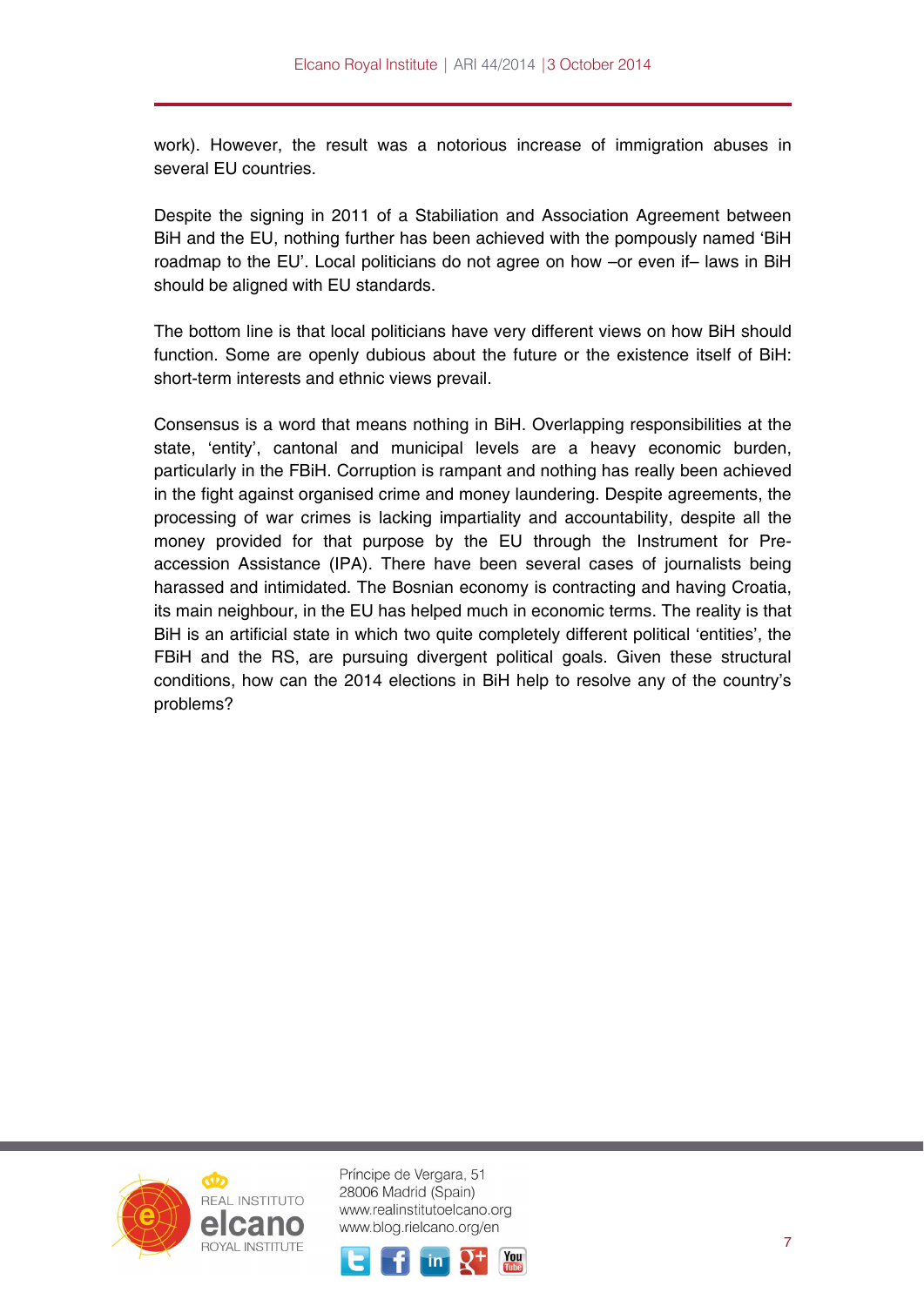work). However, the result was a notorious increase of immigration abuses in several EU countries.

Despite the signing in 2011 of a Stabiliation and Association Agreement between BiH and the EU, nothing further has been achieved with the pompously named 'BiH roadmap to the EU'. Local politicians do not agree on how –or even if– laws in BiH should be aligned with EU standards.

The bottom line is that local politicians have very different views on how BiH should function. Some are openly dubious about the future or the existence itself of BiH: short-term interests and ethnic views prevail.

Consensus is a word that means nothing in BiH. Overlapping responsibilities at the state, 'entity', cantonal and municipal levels are a heavy economic burden, particularly in the FBiH. Corruption is rampant and nothing has really been achieved in the fight against organised crime and money laundering. Despite agreements, the processing of war crimes is lacking impartiality and accountability, despite all the money provided for that purpose by the EU through the Instrument for Pre-accession Assistance (IPA). There have been several cases of journalists being harassed and intimidated. The Bosnian economy is contracting and having Croatia, its main neighbour, in the EU has helped much in economic terms. The reality is that BiH is an artificial state in which two quite completely different political 'entities', the FBiH and the RS, are pursuing divergent political goals. Given these structural conditions, how can the 2014 elections in BiH help to resolve any of the country's problems?